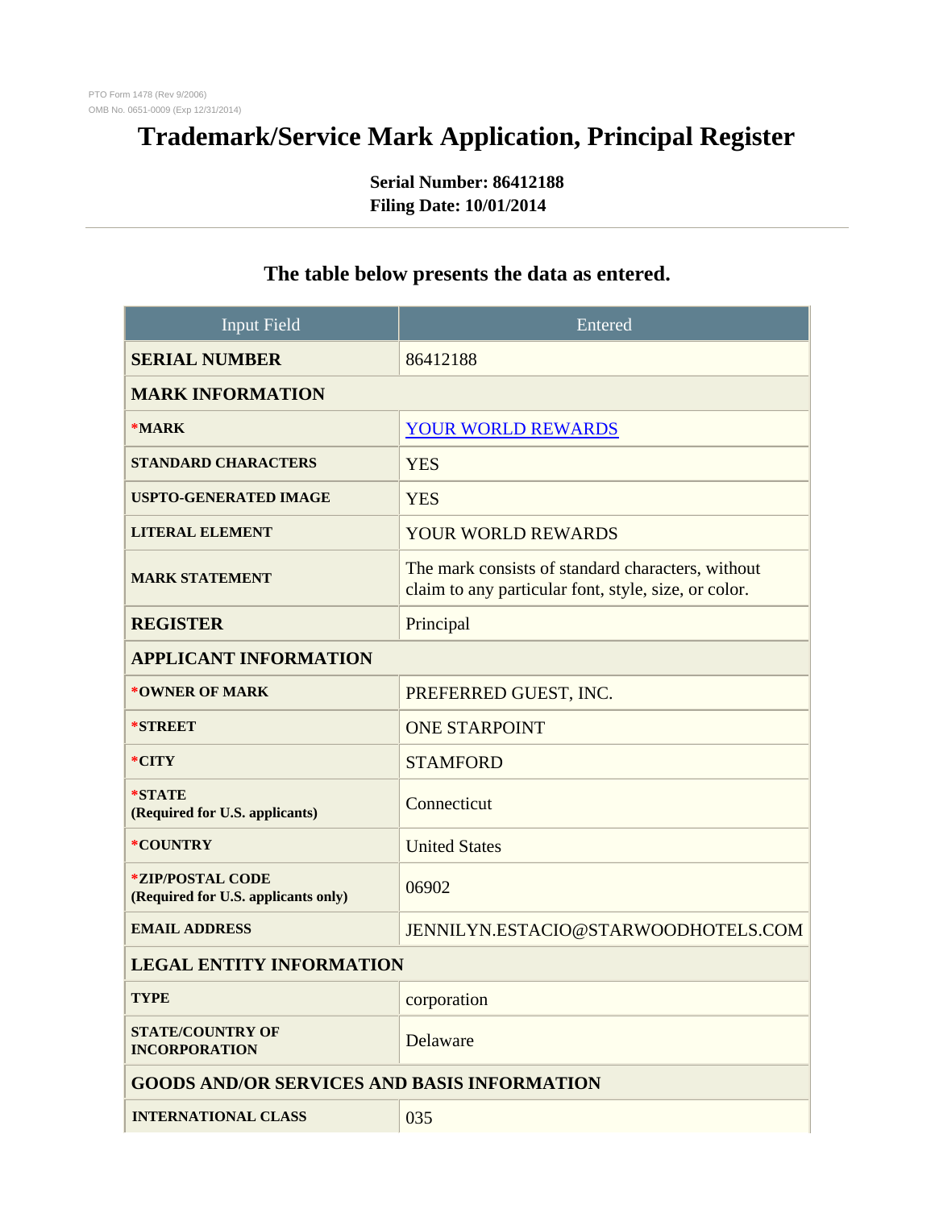PTO Form 1478 (Rev 9/2006)
OMB No. 0651-0009 (Exp 12/31/2014)

# Trademark/Service Mark Application, Principal Register

**Serial Number: 86412188**
**Filing Date: 10/01/2014**

## The table below presents the data as entered.

| Input Field | Entered |
|---|---|
| **SERIAL NUMBER** | 86412188 |
| **MARK INFORMATION** | |
| ***MARK** | YOUR WORLD REWARDS |
| **STANDARD CHARACTERS** | YES |
| **USPTO-GENERATED IMAGE** | YES |
| **LITERAL ELEMENT** | YOUR WORLD REWARDS |
| **MARK STATEMENT** | The mark consists of standard characters, without claim to any particular font, style, size, or color. |
| **REGISTER** | Principal |
| **APPLICANT INFORMATION** | |
| ***OWNER OF MARK** | PREFERRED GUEST, INC. |
| ***STREET** | ONE STARPOINT |
| ***CITY** | STAMFORD |
| ***STATE (Required for U.S. applicants)** | Connecticut |
| ***COUNTRY** | United States |
| ***ZIP/POSTAL CODE (Required for U.S. applicants only)** | 06902 |
| **EMAIL ADDRESS** | JENNILYN.ESTACIO@STARWOODHOTELS.COM |
| **LEGAL ENTITY INFORMATION** | |
| **TYPE** | corporation |
| **STATE/COUNTRY OF INCORPORATION** | Delaware |
| **GOODS AND/OR SERVICES AND BASIS INFORMATION** | |
| **INTERNATIONAL CLASS** | 035 |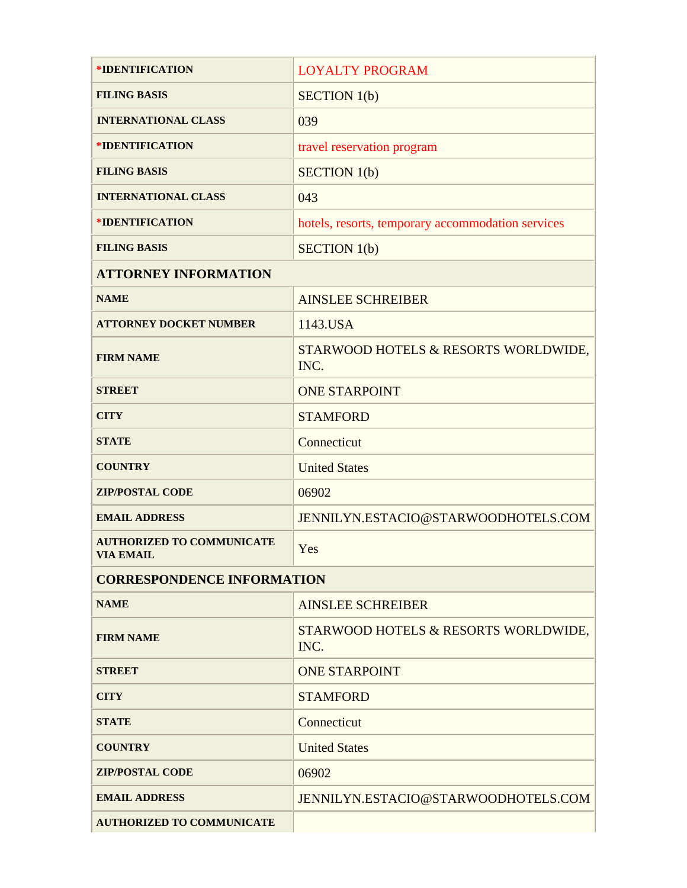| | |
|---|---|
| *IDENTIFICATION | LOYALTY PROGRAM |
| FILING BASIS | SECTION 1(b) |
| INTERNATIONAL CLASS | 039 |
| *IDENTIFICATION | travel reservation program |
| FILING BASIS | SECTION 1(b) |
| INTERNATIONAL CLASS | 043 |
| *IDENTIFICATION | hotels, resorts, temporary accommodation services |
| FILING BASIS | SECTION 1(b) |

| ATTORNEY INFORMATION | |
|---|---|
| NAME | AINSLEE SCHREIBER |
| ATTORNEY DOCKET NUMBER | 1143.USA |
| FIRM NAME | STARWOOD HOTELS & RESORTS WORLDWIDE, INC. |
| STREET | ONE STARPOINT |
| CITY | STAMFORD |
| STATE | Connecticut |
| COUNTRY | United States |
| ZIP/POSTAL CODE | 06902 |
| EMAIL ADDRESS | JENNILYN.ESTACIO@STARWOODHOTELS.COM |
| AUTHORIZED TO COMMUNICATE VIA EMAIL | Yes |

| CORRESPONDENCE INFORMATION | |
|---|---|
| NAME | AINSLEE SCHREIBER |
| FIRM NAME | STARWOOD HOTELS & RESORTS WORLDWIDE, INC. |
| STREET | ONE STARPOINT |
| CITY | STAMFORD |
| STATE | Connecticut |
| COUNTRY | United States |
| ZIP/POSTAL CODE | 06902 |
| EMAIL ADDRESS | JENNILYN.ESTACIO@STARWOODHOTELS.COM |
| AUTHORIZED TO COMMUNICATE | |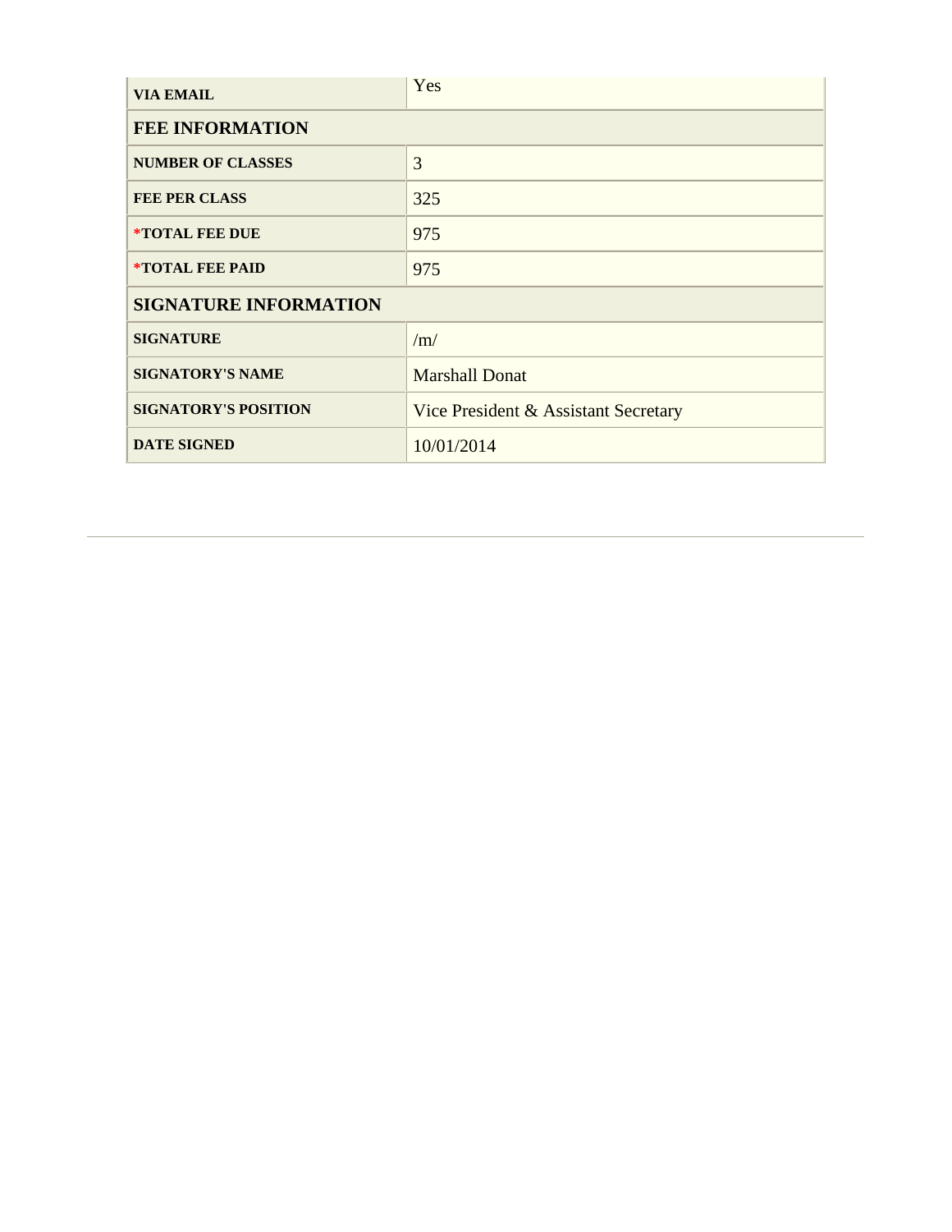| | |
|---|---|
| **VIA EMAIL** | Yes |
| **FEE INFORMATION** | |
| **NUMBER OF CLASSES** | 3 |
| **FEE PER CLASS** | 325 |
| ***TOTAL FEE DUE** | 975 |
| ***TOTAL FEE PAID** | 975 |
| **SIGNATURE INFORMATION** | |
| **SIGNATURE** | /m/ |
| **SIGNATORY'S NAME** | Marshall Donat |
| **SIGNATORY'S POSITION** | Vice President & Assistant Secretary |
| **DATE SIGNED** | 10/01/2014 |

---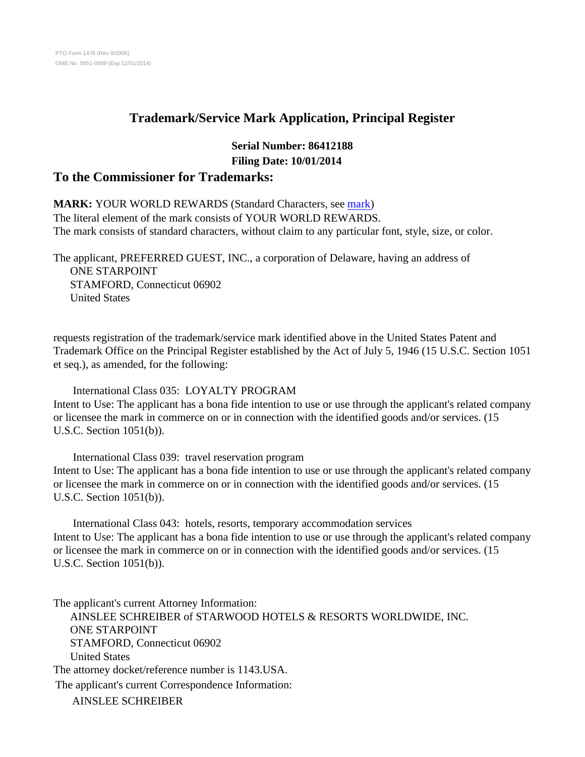PTO Form 1478 (Rev 9/2006)
OMB No. 0651-0009 (Exp 12/31/2014)

# Trademark/Service Mark Application, Principal Register

**Serial Number: 86412188**
**Filing Date: 10/01/2014**

## To the Commissioner for Trademarks:

**MARK:** YOUR WORLD REWARDS (Standard Characters, see mark)
The literal element of the mark consists of YOUR WORLD REWARDS.
The mark consists of standard characters, without claim to any particular font, style, size, or color.

The applicant, PREFERRED GUEST, INC., a corporation of Delaware, having an address of
ONE STARPOINT
STAMFORD, Connecticut 06902
United States

requests registration of the trademark/service mark identified above in the United States Patent and Trademark Office on the Principal Register established by the Act of July 5, 1946 (15 U.S.C. Section 1051 et seq.), as amended, for the following:

International Class 035: LOYALTY PROGRAM
Intent to Use: The applicant has a bona fide intention to use or use through the applicant's related company or licensee the mark in commerce on or in connection with the identified goods and/or services. (15 U.S.C. Section 1051(b)).

International Class 039: travel reservation program
Intent to Use: The applicant has a bona fide intention to use or use through the applicant's related company or licensee the mark in commerce on or in connection with the identified goods and/or services. (15 U.S.C. Section 1051(b)).

International Class 043: hotels, resorts, temporary accommodation services
Intent to Use: The applicant has a bona fide intention to use or use through the applicant's related company or licensee the mark in commerce on or in connection with the identified goods and/or services. (15 U.S.C. Section 1051(b)).

The applicant's current Attorney Information:
AINSLEE SCHREIBER of STARWOOD HOTELS & RESORTS WORLDWIDE, INC.
ONE STARPOINT
STAMFORD, Connecticut 06902
United States
The attorney docket/reference number is 1143.USA.
The applicant's current Correspondence Information:
AINSLEE SCHREIBER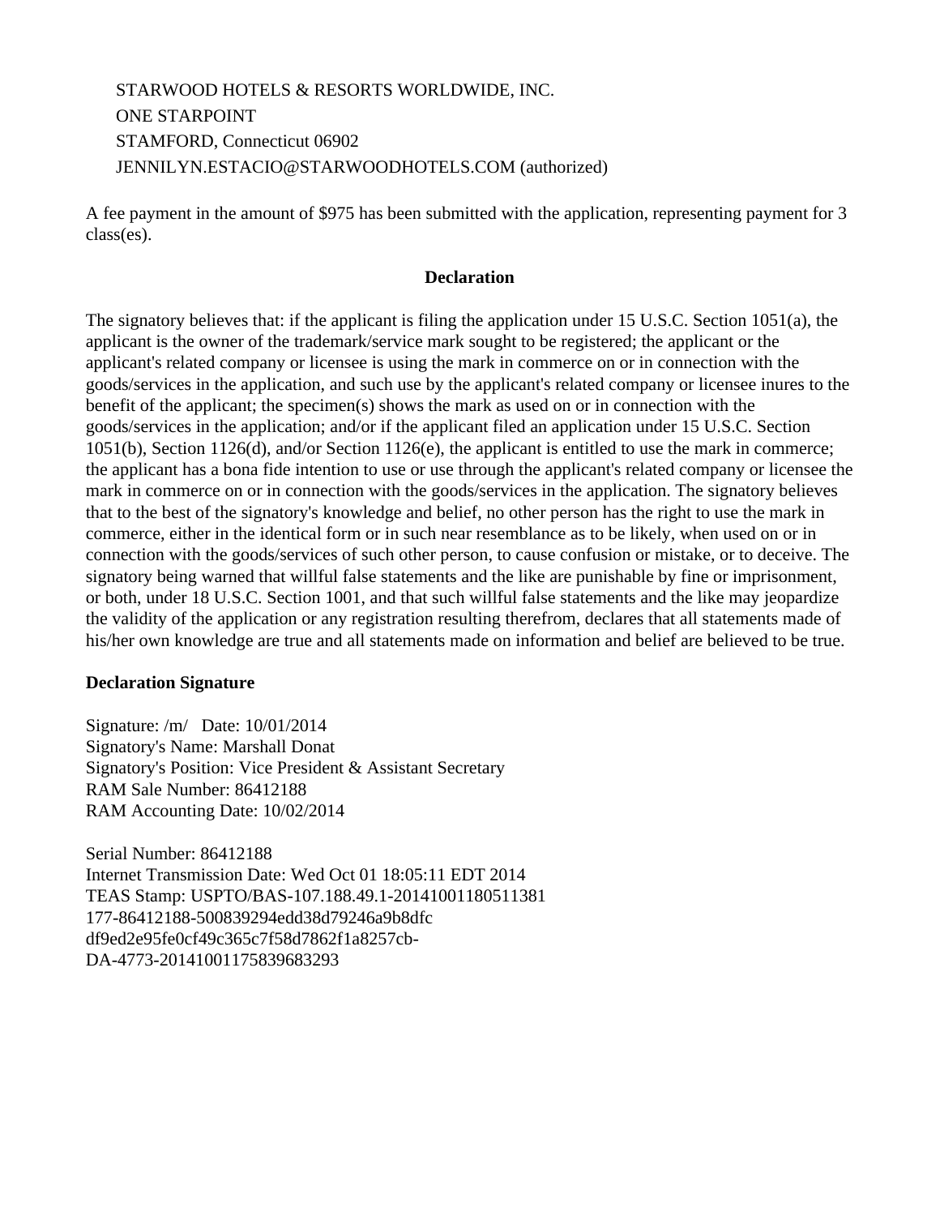STARWOOD HOTELS & RESORTS WORLDWIDE, INC.
ONE STARPOINT
STAMFORD, Connecticut 06902
JENNILYN.ESTACIO@STARWOODHOTELS.COM (authorized)

A fee payment in the amount of $975 has been submitted with the application, representing payment for 3 class(es).

**Declaration**

The signatory believes that: if the applicant is filing the application under 15 U.S.C. Section 1051(a), the applicant is the owner of the trademark/service mark sought to be registered; the applicant or the applicant's related company or licensee is using the mark in commerce on or in connection with the goods/services in the application, and such use by the applicant's related company or licensee inures to the benefit of the applicant; the specimen(s) shows the mark as used on or in connection with the goods/services in the application; and/or if the applicant filed an application under 15 U.S.C. Section 1051(b), Section 1126(d), and/or Section 1126(e), the applicant is entitled to use the mark in commerce; the applicant has a bona fide intention to use or use through the applicant's related company or licensee the mark in commerce on or in connection with the goods/services in the application. The signatory believes that to the best of the signatory's knowledge and belief, no other person has the right to use the mark in commerce, either in the identical form or in such near resemblance as to be likely, when used on or in connection with the goods/services of such other person, to cause confusion or mistake, or to deceive. The signatory being warned that willful false statements and the like are punishable by fine or imprisonment, or both, under 18 U.S.C. Section 1001, and that such willful false statements and the like may jeopardize the validity of the application or any registration resulting therefrom, declares that all statements made of his/her own knowledge are true and all statements made on information and belief are believed to be true.

**Declaration Signature**

Signature: /m/ Date: 10/01/2014
Signatory's Name: Marshall Donat
Signatory's Position: Vice President & Assistant Secretary
RAM Sale Number: 86412188
RAM Accounting Date: 10/02/2014

Serial Number: 86412188
Internet Transmission Date: Wed Oct 01 18:05:11 EDT 2014
TEAS Stamp: USPTO/BAS-107.188.49.1-20141001180511381
177-86412188-500839294edd38d79246a9b8dfc
df9ed2e95fe0cf49c365c7f58d7862f1a8257cb-
DA-4773-20141001175839683293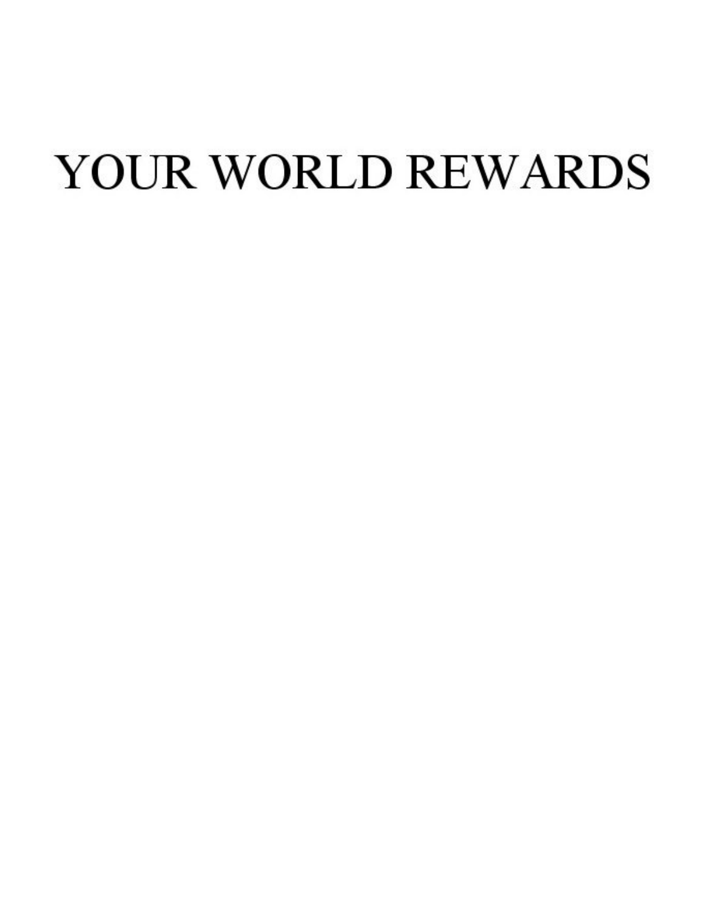# YOUR WORLD REWARDS